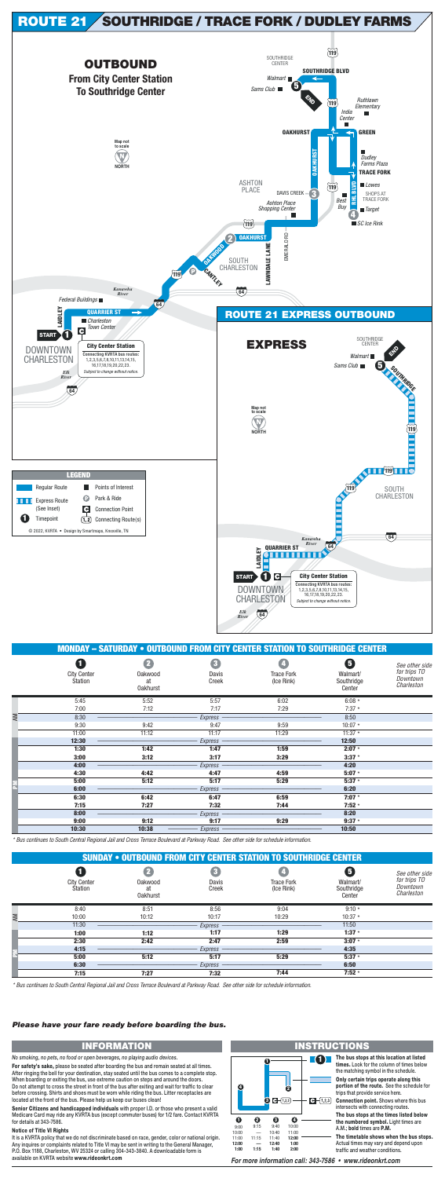# ROUTE 21 SOUTHRIDGE / TRACE FORK / DUDLEY FARMS

## OUTBOUND

**From City Center Station To Southridge Center**

Map not to scale

NORTH

START 1 QUARRIER ST, LAIDLEY, DOWNTOWN CHARLESTON, Charleston Town Center, Federal Buildings, Kanawha River, Elk River, 64, 119, CANTLEY, OAKWOOD, 2 OAKHURST, SOUTH CHARLESTON, LAWNDALE LANE, EMERALD RD, ASHTON PLACE, DAVIS CREEK 3, Ashton Place Shopping Center, Best Buy, Target, 4, SC Ice Rink, Lowes, SHOPS AT TRACE FORK, TRACE FORK, Dudley Farms Plaza, GREEN, RHL BLVD, OAKHURST, India Center, Ruthlawn Elementary, SOUTHRIDGE BLVD, SOUTHRIDGE CENTER, Walmart, Sams Club, 5, END

**City Center Station**
Connecting KVRTA bus routes: 1,2,3,5,6,7,8,10,11,13,14,15, 16,17,18,19,20,22,23.
*Subject to change without notice.*

## ROUTE 21 EXPRESS OUTBOUND

### EXPRESS

Map not to scale

NORTH

START 1 C, QUARRIER ST, LAIDLEY, DOWNTOWN CHARLESTON, Kanawha River, Elk River, 64, 119, SOUTH CHARLESTON, SOUTHRIDGE, SOUTHRIDGE CENTER, Walmart, Sams Club, 5, END

**City Center Station**
Connecting KVRTA bus routes: 1,2,3,5,6,7,8,10,11,13,14,15, 16,17,18,19,20,22,23.
*Subject to change without notice.*

### LEGEND

- Regular Route
- Express Route (See Inset)
- Timepoint
- Points of Interest
- Park & Ride
- Connection Point
- Connecting Route(s)

© 2022, KVRTA • Design by Smartmaps, Knoxville, TN

## MONDAY – SATURDAY • OUTBOUND FROM CITY CENTER STATION TO SOUTHRIDGE CENTER

| | 1 City Center Station | 2 Oakwood at Oakhurst | 3 Davis Creek | 4 Trace Fork (Ice Rink) | 5 Walmart/ Southridge Center |
|---|---|---|---|---|---|
| AM | 5:45 | 5:52 | 5:57 | 6:02 | 6:08 * |
| AM | 7:00 | 7:12 | 7:17 | 7:29 | 7:37 * |
| AM | 8:30 | | Express | | 8:50 |
| AM | 9:30 | 9:42 | 9:47 | 9:59 | 10:07 * |
| AM | 11:00 | 11:12 | 11:17 | 11:29 | 11:37 * |
| PM | **12:30** | | Express | | **12:50** |
| PM | **1:30** | **1:42** | **1:47** | **1:59** | **2:07** * |
| PM | **3:00** | **3:12** | **3:17** | **3:29** | **3:37** * |
| PM | **4:00** | | Express | | **4:20** |
| PM | **4:30** | **4:42** | **4:47** | **4:59** | **5:07** * |
| PM | **5:00** | **5:12** | **5:17** | **5:29** | **5:37** * |
| PM | **6:00** | | Express | | **6:20** |
| PM | **6:30** | **6:42** | **6:47** | **6:59** | **7:07** * |
| PM | **7:15** | **7:27** | **7:32** | **7:44** | **7:52** * |
| PM | **8:00** | | Express | | **8:20** |
| PM | **9:00** | **9:12** | **9:17** | **9:29** | **9:37** * |
| PM | **10:30** | **10:38** | Express | | **10:50** |

*See other side for trips TO Downtown Charleston*

\* Bus continues to South Central Regional Jail and Cross Terrace Boulevard at Parkway Road. See other side for schedule information.

## SUNDAY • OUTBOUND FROM CITY CENTER STATION TO SOUTHRIDGE CENTER

| | 1 City Center Station | 2 Oakwood at Oakhurst | 3 Davis Creek | 4 Trace Fork (Ice Rink) | 5 Walmart/ Southridge Center |
|---|---|---|---|---|---|
| AM | 8:40 | 8:51 | 8:56 | 9:04 | 9:10 * |
| AM | 10:00 | 10:12 | 10:17 | 10:29 | 10:37 * |
| AM | 11:30 | | Express | | 11:50 |
| PM | **1:00** | **1:12** | **1:17** | **1:29** | **1:37** * |
| PM | **2:30** | **2:42** | **2:47** | **2:59** | **3:07** * |
| PM | **4:15** | | Express | | **4:35** |
| PM | **5:00** | **5:12** | **5:17** | **5:29** | **5:37** * |
| PM | **6:30** | | Express | | **6:50** |
| PM | **7:15** | **7:27** | **7:32** | **7:44** | **7:52** * |

*See other side for trips TO Downtown Charleston*

\* Bus continues to South Central Regional Jail and Cross Terrace Boulevard at Parkway Road. See other side for schedule information.

*Please have your fare ready before boarding the bus.*

## INFORMATION

*No smoking, no pets, no food or open beverages, no playing audio devices.*

**For safety's sake,** please be seated after boarding the bus and remain seated at all times. After ringing the bell for your destination, stay seated until the bus comes to a complete stop. When boarding or exiting the bus, use extreme caution on steps and around the doors. Do not attempt to cross the street in front of the bus after exiting and wait for traffic to clear before crossing. Shirts and shoes must be worn while riding the bus. Litter receptacles are located at the front of the bus. Please help us keep our buses clean!

**Senior Citizens and handicapped individuals** with proper I.D. or those who present a valid Medicare Card may ride any KVRTA bus (except commuter buses) for 1/2 fare. Contact KVRTA for details at 343-7586.

**Notice of Title VI Rights**

It is a KVRTA policy that we do not discriminate based on race, gender, color or national origin. Any inquires or complaints related to Title VI may be sent in writing to the General Manager, P.O. Box 1188, Charleston, WV 25324 or calling 304-343-3840. A downloadable form is available on KVRTA website **www.rideonkrt.com**

## INSTRUCTIONS

| 1 | 2 | 3 | 4 |
|---|---|---|---|
| 9:00 | 9:15 | 9:40 | 10:00 |
| 10:00 | — | 10:40 | 11:00 |
| 11:00 | 11:15 | 11:40 | **12:00** |
| **12:00** | — | **12:40** | **1:00** |
| **1:00** | **1:15** | **1:40** | **2:00** |

**The bus stops at this location at listed times.** Look for the column of times below the matching symbol in the schedule.

**Only certain trips operate along this portion of the route.** See the schedule for trips that provide service here.

**Connection point.** Shows where this bus intersects with connecting routes.

**The bus stops at the times listed below the numbered symbol.** Light times are A.M.; **bold** times are **P.M.**

**The timetable shows when the bus stops.** Actual times may vary and depend upon traffic and weather conditions.

*For more information call: 343-7586 • www.rideonkrt.com*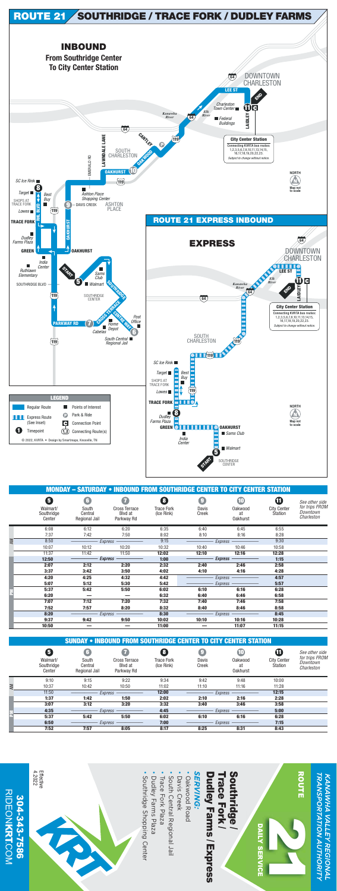# ROUTE 21 SOUTHRIDGE / TRACE FORK / DUDLEY FARMS

## INBOUND

**From Southridge Center To City Center Station**

DOWNTOWN CHARLESTON
LEE ST
END
Charleston Town Center
Elk River
Kanawha River
Federal Buildings
LAIDLEY
11 C
City Center Station
Connecting KVRTA bus routes: 1,2,3,5,6,7,8,10,11,13,14,15, 16,17,18,19,20,22,23.
*Subject to change without notice.*
CANTLEY
P
OAKWOOD
LAWNDALE LANE
EMERALD RD
SOUTH CHARLESTON
OAKHURST 10
SC Ice Rink
Target
Best Buy
SHOPS AT TRACE FORK
Lowes
8
Ashton Place Shopping Center
9 DAVIS CREEK
ASHTON PLACE
TRACE FORK
OAKHURST
Dudley Farms Plaza
GREEN
OAKHURST
India Center
Ruthlawn Elementary
START
Sams Club
5 Walmart
SOUTHRIDGE BLVD
SOUTHRIDGE
SOUTHRIDGE CENTER
PARKWAY RD 7
CROSS TERRACE
CENTRE WAY 6
Post Office
Home Depot
Cabelas
South Central Regional Jail
NORTH
Map not to scale

## ROUTE 21 EXPRESS INBOUND

### EXPRESS

DOWNTOWN CHARLESTON
Elk River
Kanawha River
LAIDLEY
11 C
END
City Center Station
Connecting KVRTA bus routes: 1,2,3,5,6,7,8,10,11,13,14,15, 16,17,18,19,20,22,23.
*Subject to change without notice.*
SOUTH CHARLESTON
SC Ice Rink
Target
Best Buy
SHOPS AT TRACE FORK
Lowes
TRACE FORK
8
Dudley Farms Plaza
GREEN
OAKHURST
India Center
Sams Club
Walmart
START
SOUTHRIDGE CENTER
NORTH
Map not to scale

### LEGEND

- Regular Route
- Express Route (See Inset)
- 1 Timepoint
- Points of Interest
- P Park & Ride
- C Connection Point
- (1,2) Connecting Route(s)

© 2022, KVRTA • Design by Smartmaps, Knoxville, TN

## MONDAY – SATURDAY • INBOUND FROM SOUTHRIDGE CENTER TO CITY CENTER STATION

| | 5 Walmart/ Southridge Center | 6 South Central Regional Jail | 7 Cross Terrace Blvd at Parkway Rd | 8 Trace Fork (Ice Rink) | 9 Davis Creek | 10 Oakwood at Oakhurst | 11 City Center Station | *See other side for trips FROM Downtown Charleston* |
|---|---|---|---|---|---|---|---|---|
| AM | 6:08 | 6:12 | 6:20 | 6:35 | 6:40 | 6:45 | 6:55 | |
| | 7:37 | 7:42 | 7:50 | 8:02 | 8:10 | 8:16 | 8:28 | |
| | 8:50 | Express | | 9:15 | Express | | 9:30 | |
| | 10:07 | 10:12 | 10:20 | 10:32 | 10:40 | 10:46 | 10:58 | |
| | 11:37 | 11:42 | 11:50 | 12:02 | 12:10 | 12:16 | 12:28 | |
| PM | **12:50** | **Express** | | **1:00** | **Express** | | **1:15** | |
| | **2:07** | **2:12** | **2:20** | **2:32** | **2:40** | **2:46** | **2:58** | |
| | **3:37** | **3:42** | **3:50** | **4:02** | **4:10** | **4:16** | **4:28** | |
| | **4:20** | **4:25** | **4:32** | **4:42** | **Express** | | **4:57** | |
| | **5:07** | **5:12** | **5:30** | **5:42** | **Express** | | **5:57** | |
| | **5:37** | **5:42** | **5:50** | **6:02** | **6:10** | **6:16** | **6:28** | |
| | **6:20** | **—** | **—** | **6:32** | **6:40** | **6:46** | **6:58** | |
| | **7:07** | **7:12** | **7:20** | **7:32** | **7:40** | **7:46** | **7:58** | |
| | **7:52** | **7:57** | **8:20** | **8:32** | **8:40** | **8:46** | **8:58** | |
| | **8:20** | **Express** | | **8:30** | **Express** | | **8:45** | |
| | **9:37** | **9:42** | **9:50** | **10:02** | **10:10** | **10:16** | **10:28** | |
| | **10:50** | **—** | **—** | **11:00** | **—** | **11:07** | **11:15** | |

## SUNDAY • INBOUND FROM SOUTHRIDGE CENTER TO CITY CENTER STATION

| | 5 Walmart/ Southridge Center | 6 South Central Regional Jail | 7 Cross Terrace Blvd at Parkway Rd | 8 Trace Fork (Ice Rink) | 9 Davis Creek | 10 Oakwood at Oakhurst | 11 City Center Station | *See other side for trips FROM Downtown Charleston* |
|---|---|---|---|---|---|---|---|---|
| AM | 9:10 | 9:15 | 9:22 | 9:34 | 9:42 | 9:48 | 10:00 | |
| | 10:37 | 10:42 | 10:50 | 11:02 | 11:10 | 11:16 | 11:28 | |
| PM | **11:50** | **Express** | | **12:00** | **Express** | | **12:15** | |
| | **1:37** | **1:42** | **1:50** | **2:02** | **2:10** | **2:16** | **2:28** | |
| | **3:07** | **3:12** | **3:20** | **3:32** | **3:40** | **3:46** | **3:58** | |
| | **4:35** | **Express** | | **4:45** | **Express** | | **5:00** | |
| | **5:37** | **5:42** | **5:50** | **6:02** | **6:10** | **6:16** | **6:28** | |
| | **6:50** | **Express** | | **7:00** | **Express** | | **7:15** | |
| | **7:52** | **7:57** | **8:05** | **8:17** | **8:25** | **8:31** | **8:43** | |

*KANAWHA VALLEY REGIONAL TRANSPORTATION AUTHORITY*

**ROUTE 21**

**DAILY SERVICE**

# Southridge / Trace Fork / Dudley Farms / Express

*SERVING:*
- Oakwood Road
- Davis Creek
- South Central Regional Jail
- Trace Fork Plaza
- Dudley Farms Plaza
- Southridge Shopping Center

Effective 4.2022

KRT

**304-343-7586**
RIDEON**KRT**.COM